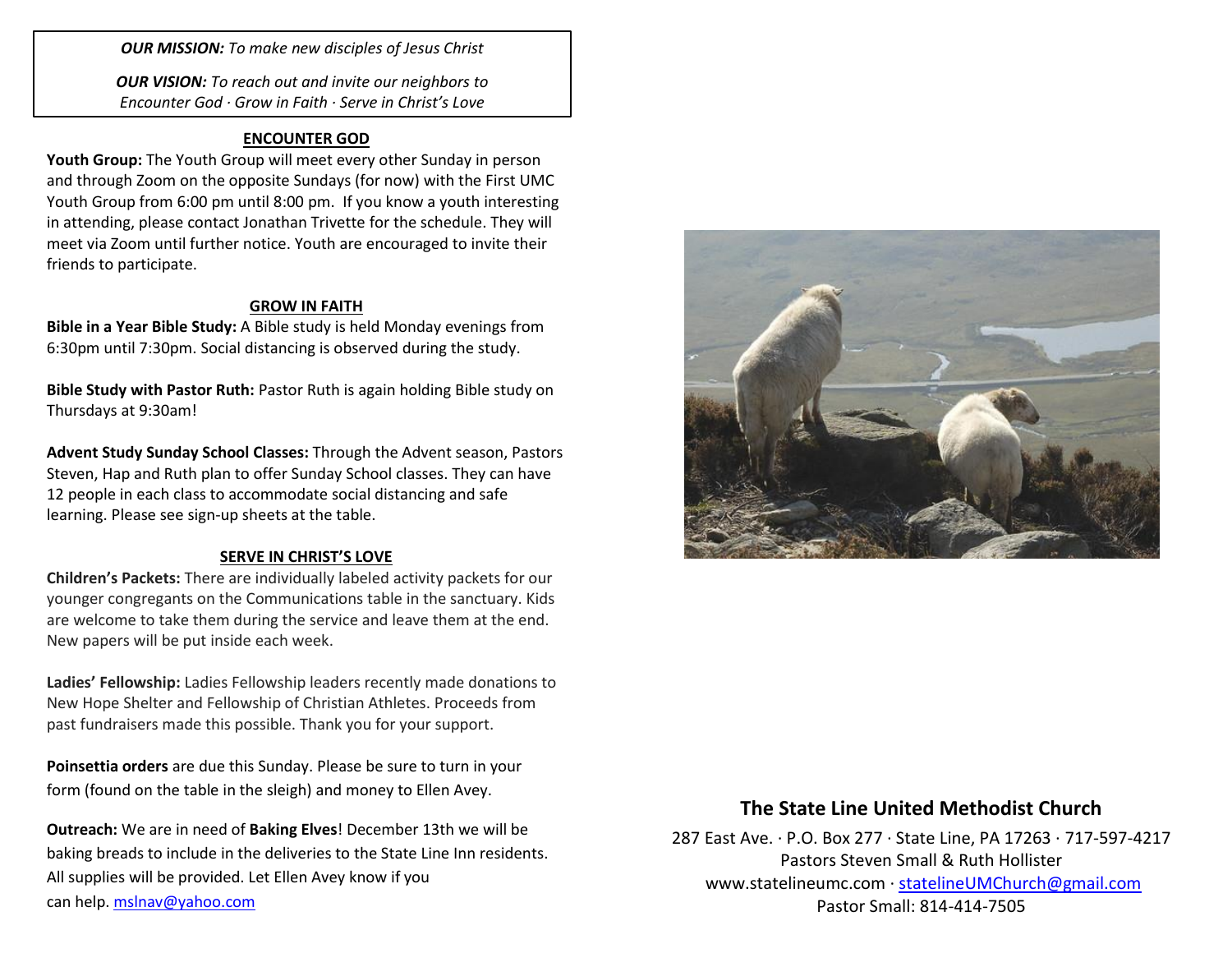***OUR MISSION:*** *To make new disciples of Jesus Christ*

***OUR VISION:*** *To reach out and invite our neighbors to Encounter God · Grow in Faith · Serve in Christ's Love*

## ENCOUNTER GOD

**Youth Group:** The Youth Group will meet every other Sunday in person and through Zoom on the opposite Sundays (for now) with the First UMC Youth Group from 6:00 pm until 8:00 pm. If you know a youth interesting in attending, please contact Jonathan Trivette for the schedule. They will meet via Zoom until further notice. Youth are encouraged to invite their friends to participate.

## GROW IN FAITH

**Bible in a Year Bible Study:** A Bible study is held Monday evenings from 6:30pm until 7:30pm. Social distancing is observed during the study.

**Bible Study with Pastor Ruth:** Pastor Ruth is again holding Bible study on Thursdays at 9:30am!

**Advent Study Sunday School Classes:** Through the Advent season, Pastors Steven, Hap and Ruth plan to offer Sunday School classes. They can have 12 people in each class to accommodate social distancing and safe learning. Please see sign-up sheets at the table.

## SERVE IN CHRIST'S LOVE

**Children's Packets:** There are individually labeled activity packets for our younger congregants on the Communications table in the sanctuary. Kids are welcome to take them during the service and leave them at the end. New papers will be put inside each week.

**Ladies' Fellowship:** Ladies Fellowship leaders recently made donations to New Hope Shelter and Fellowship of Christian Athletes. Proceeds from past fundraisers made this possible. Thank you for your support.

**Poinsettia orders** are due this Sunday. Please be sure to turn in your form (found on the table in the sleigh) and money to Ellen Avey.

**Outreach:** We are in need of **Baking Elves**! December 13th we will be baking breads to include in the deliveries to the State Line Inn residents. All supplies will be provided. Let Ellen Avey know if you can help. mslnav@yahoo.com

## The State Line United Methodist Church

287 East Ave. · P.O. Box 277 · State Line, PA 17263 · 717-597-4217
Pastors Steven Small & Ruth Hollister
www.statelineumc.com · statelineUMChurch@gmail.com
Pastor Small: 814-414-7505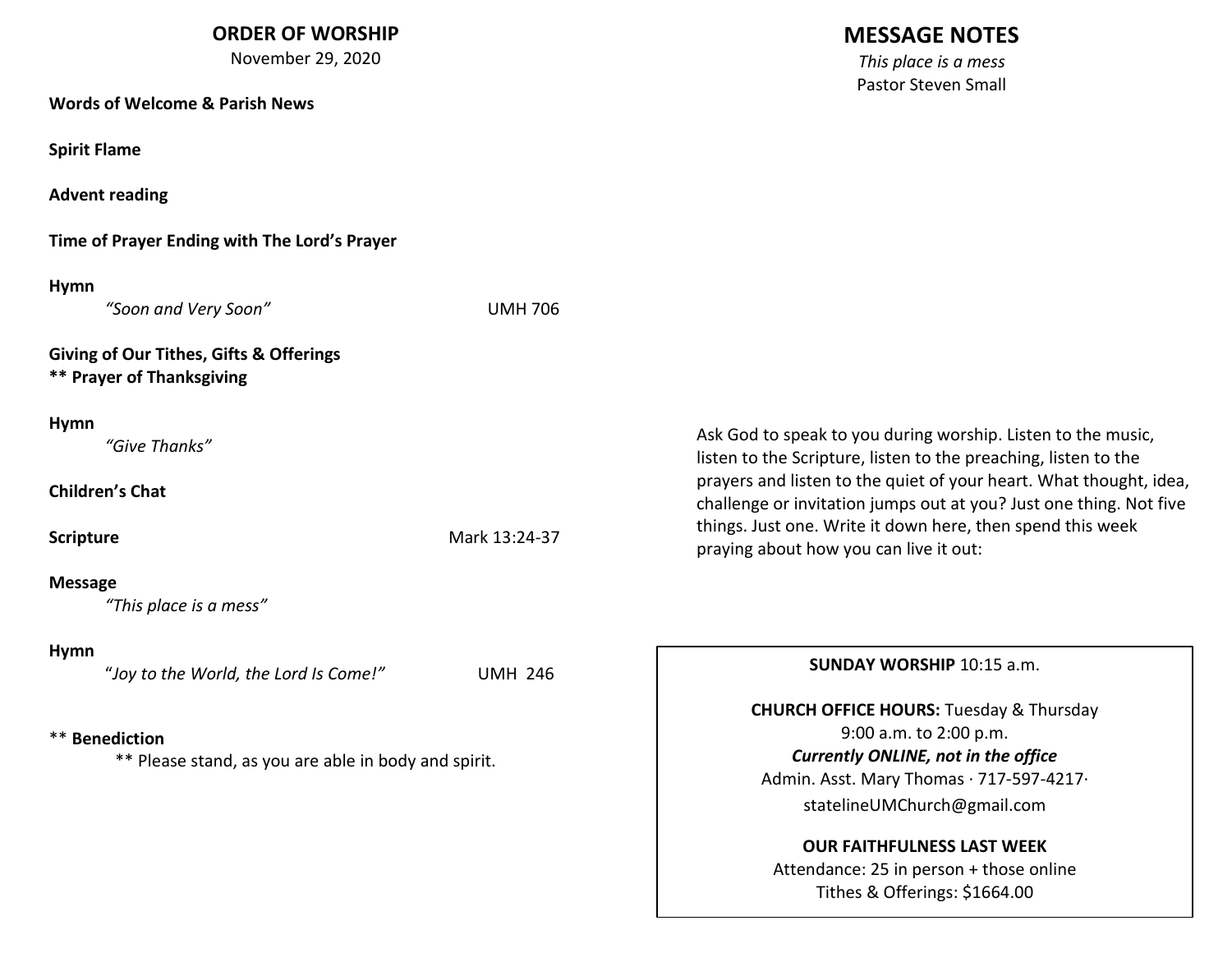## ORDER OF WORSHIP

November 29, 2020

**Words of Welcome & Parish News**

**Spirit Flame**

**Advent reading**

**Time of Prayer Ending with The Lord's Prayer**

**Hymn**
*"Soon and Very Soon"* UMH 706

**Giving of Our Tithes, Gifts & Offerings**
**\*\* Prayer of Thanksgiving**

**Hymn**
*"Give Thanks"*

**Children's Chat**

**Scripture** Mark 13:24-37

**Message**
*"This place is a mess"*

**Hymn**
"*Joy to the World, the Lord Is Come!"* UMH 246

\*\* **Benediction**
\*\* Please stand, as you are able in body and spirit.

## MESSAGE NOTES

*This place is a mess*
Pastor Steven Small

Ask God to speak to you during worship. Listen to the music, listen to the Scripture, listen to the preaching, listen to the prayers and listen to the quiet of your heart. What thought, idea, challenge or invitation jumps out at you? Just one thing. Not five things. Just one. Write it down here, then spend this week praying about how you can live it out:

**SUNDAY WORSHIP** 10:15 a.m.

**CHURCH OFFICE HOURS:** Tuesday & Thursday
9:00 a.m. to 2:00 p.m.
***Currently ONLINE, not in the office***
Admin. Asst. Mary Thomas · 717-597-4217·
statelineUMChurch@gmail.com

**OUR FAITHFULNESS LAST WEEK**
Attendance: 25 in person + those online
Tithes & Offerings: $1664.00